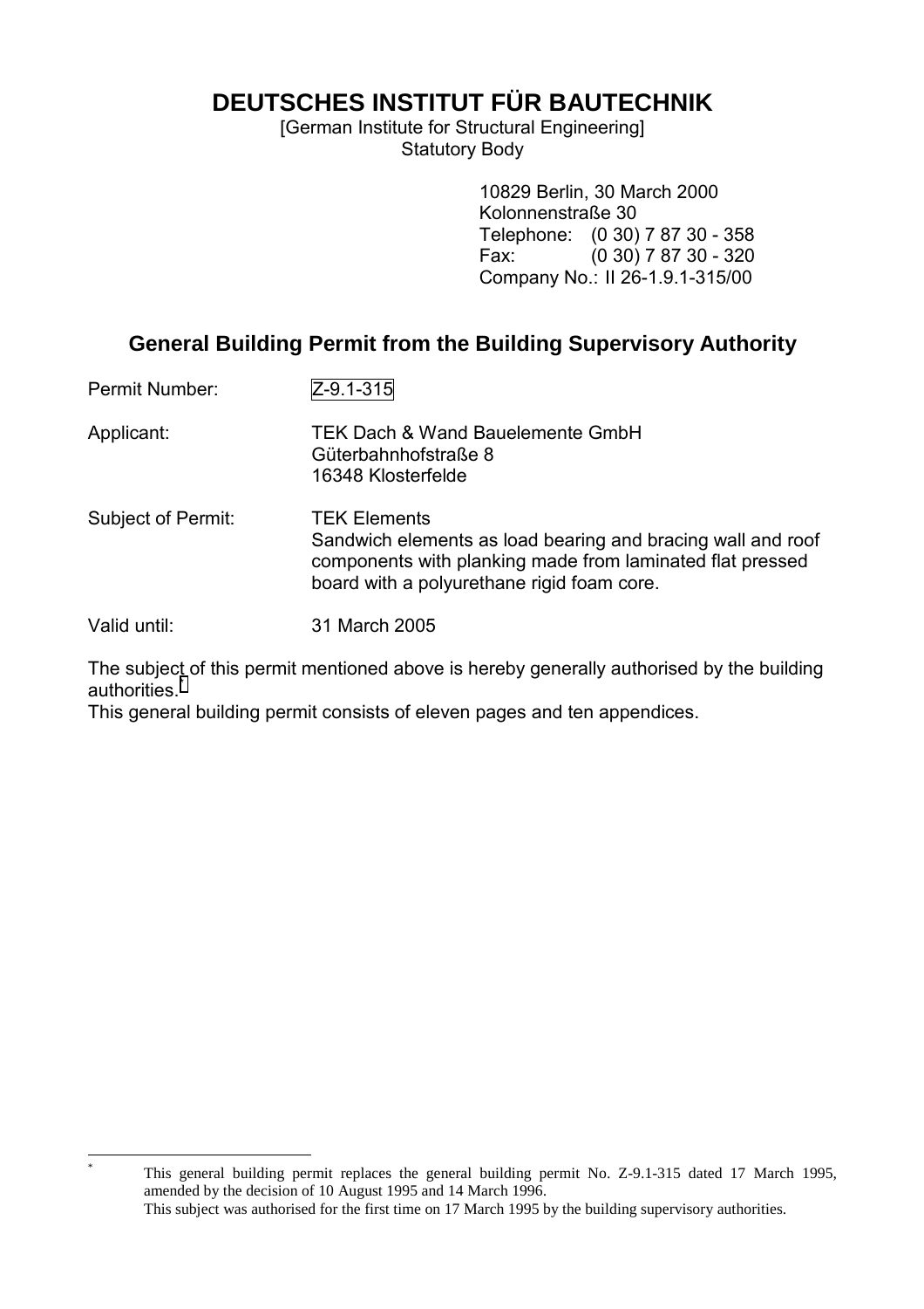# DEUTSCHES INSTITUT FÜR BAUTECHNIK

[German Institute for Structural Engineering]
Statutory Body

10829 Berlin, 30 March 2000
Kolonnenstraße 30
Telephone: (0 30) 7 87 30 - 358
Fax: (0 30) 7 87 30 - 320
Company No.: II 26-1.9.1-315/00

## General Building Permit from the Building Supervisory Authority

Permit Number: Z-9.1-315

Applicant: TEK Dach & Wand Bauelemente GmbH
Güterbahnhofstraße 8
16348 Klosterfelde

Subject of Permit: TEK Elements
Sandwich elements as load bearing and bracing wall and roof components with planking made from laminated flat pressed board with a polyurethane rigid foam core.

Valid until: 31 March 2005

The subject of this permit mentioned above is hereby generally authorised by the building authorities.*

This general building permit consists of eleven pages and ten appendices.

---

* This general building permit replaces the general building permit No. Z-9.1-315 dated 17 March 1995, amended by the decision of 10 August 1995 and 14 March 1996.
This subject was authorised for the first time on 17 March 1995 by the building supervisory authorities.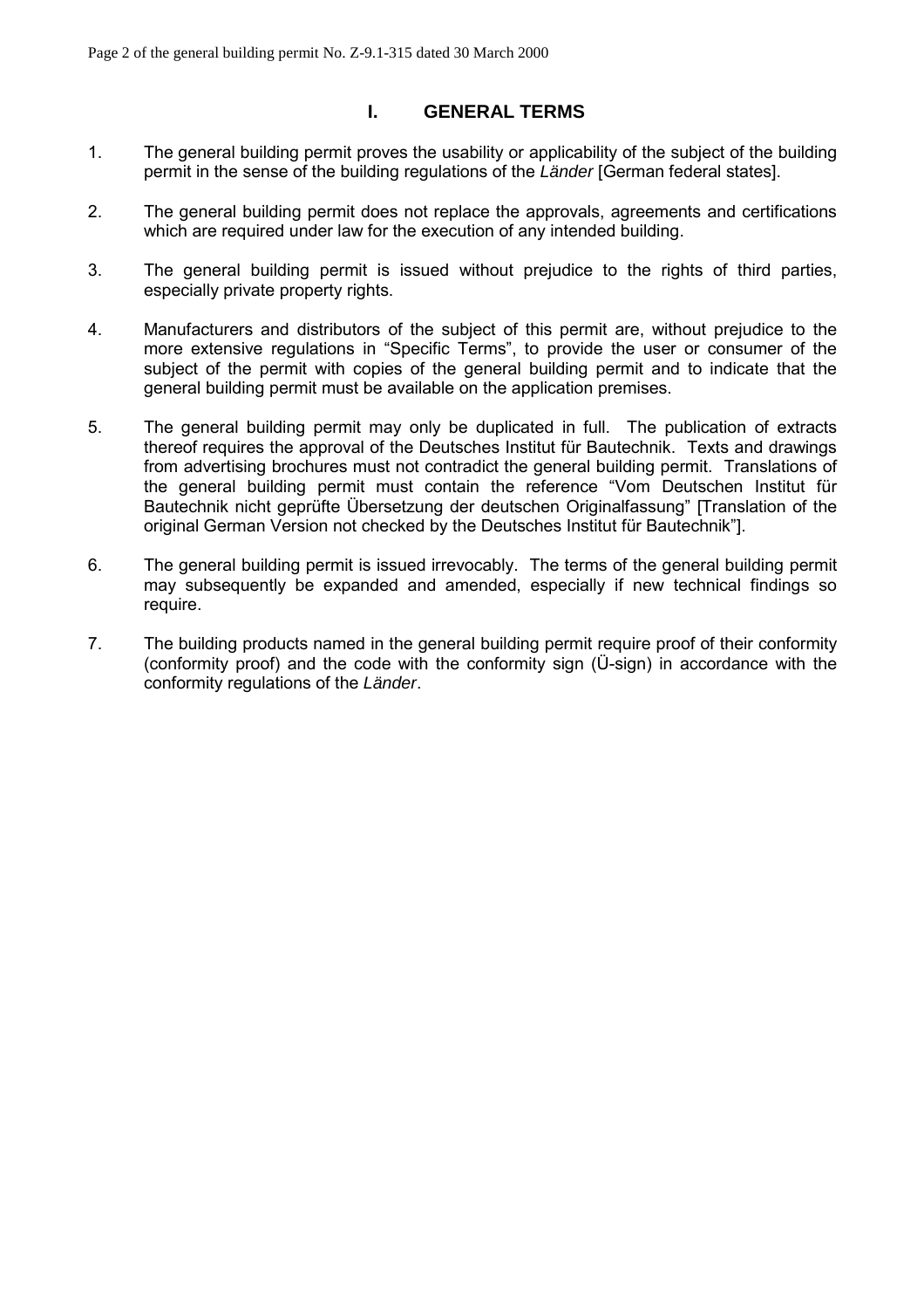## I. GENERAL TERMS

1. The general building permit proves the usability or applicability of the subject of the building permit in the sense of the building regulations of the *Länder* [German federal states].

2. The general building permit does not replace the approvals, agreements and certifications which are required under law for the execution of any intended building.

3. The general building permit is issued without prejudice to the rights of third parties, especially private property rights.

4. Manufacturers and distributors of the subject of this permit are, without prejudice to the more extensive regulations in "Specific Terms", to provide the user or consumer of the subject of the permit with copies of the general building permit and to indicate that the general building permit must be available on the application premises.

5. The general building permit may only be duplicated in full. The publication of extracts thereof requires the approval of the Deutsches Institut für Bautechnik. Texts and drawings from advertising brochures must not contradict the general building permit. Translations of the general building permit must contain the reference "Vom Deutschen Institut für Bautechnik nicht geprüfte Übersetzung der deutschen Originalfassung" [Translation of the original German Version not checked by the Deutsches Institut für Bautechnik"].

6. The general building permit is issued irrevocably. The terms of the general building permit may subsequently be expanded and amended, especially if new technical findings so require.

7. The building products named in the general building permit require proof of their conformity (conformity proof) and the code with the conformity sign (Ü-sign) in accordance with the conformity regulations of the *Länder*.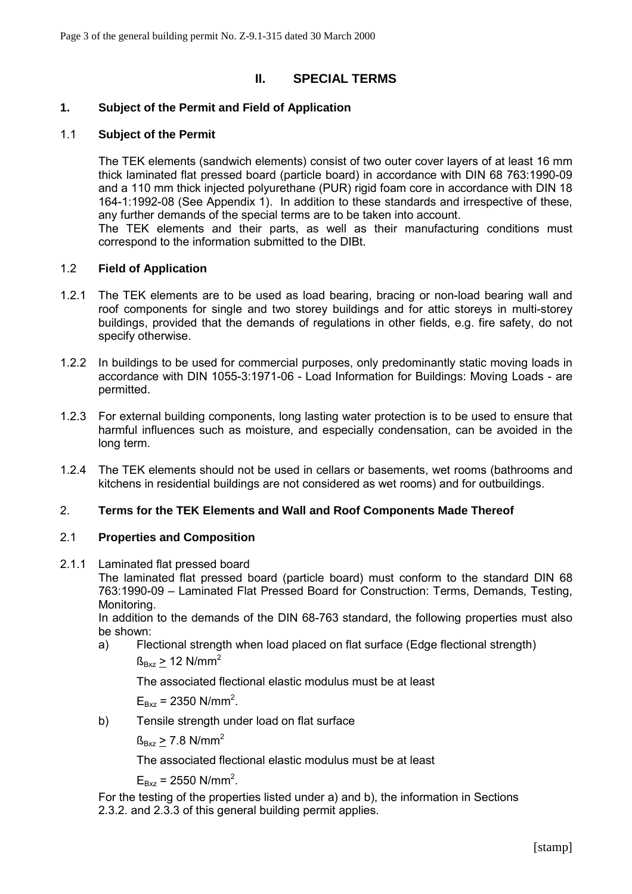## II. SPECIAL TERMS

### 1. Subject of the Permit and Field of Application

#### 1.1 Subject of the Permit

The TEK elements (sandwich elements) consist of two outer cover layers of at least 16 mm thick laminated flat pressed board (particle board) in accordance with DIN 68 763:1990-09 and a 110 mm thick injected polyurethane (PUR) rigid foam core in accordance with DIN 18 164-1:1992-08 (See Appendix 1). In addition to these standards and irrespective of these, any further demands of the special terms are to be taken into account.

The TEK elements and their parts, as well as their manufacturing conditions must correspond to the information submitted to the DIBt.

#### 1.2 Field of Application

1.2.1 The TEK elements are to be used as load bearing, bracing or non-load bearing wall and roof components for single and two storey buildings and for attic storeys in multi-storey buildings, provided that the demands of regulations in other fields, e.g. fire safety, do not specify otherwise.

1.2.2 In buildings to be used for commercial purposes, only predominantly static moving loads in accordance with DIN 1055-3:1971-06 - Load Information for Buildings: Moving Loads - are permitted.

1.2.3 For external building components, long lasting water protection is to be used to ensure that harmful influences such as moisture, and especially condensation, can be avoided in the long term.

1.2.4 The TEK elements should not be used in cellars or basements, wet rooms (bathrooms and kitchens in residential buildings are not considered as wet rooms) and for outbuildings.

### 2. Terms for the TEK Elements and Wall and Roof Components Made Thereof

#### 2.1 Properties and Composition

2.1.1 Laminated flat pressed board

The laminated flat pressed board (particle board) must conform to the standard DIN 68 763:1990-09 – Laminated Flat Pressed Board for Construction: Terms, Demands, Testing, Monitoring.

In addition to the demands of the DIN 68-763 standard, the following properties must also be shown:

a) Flectional strength when load placed on flat surface (Edge flectional strength)

   $ß_{Bxz} \geq 12$ N/mm$^2$

   The associated flectional elastic modulus must be at least

   $E_{Bxz} = 2350$ N/mm$^2$.

b) Tensile strength under load on flat surface

   $ß_{Bxz} \geq 7.8$ N/mm$^2$

   The associated flectional elastic modulus must be at least

   $E_{Bxz} = 2550$ N/mm$^2$.

For the testing of the properties listed under a) and b), the information in Sections 2.3.2. and 2.3.3 of this general building permit applies.

[stamp]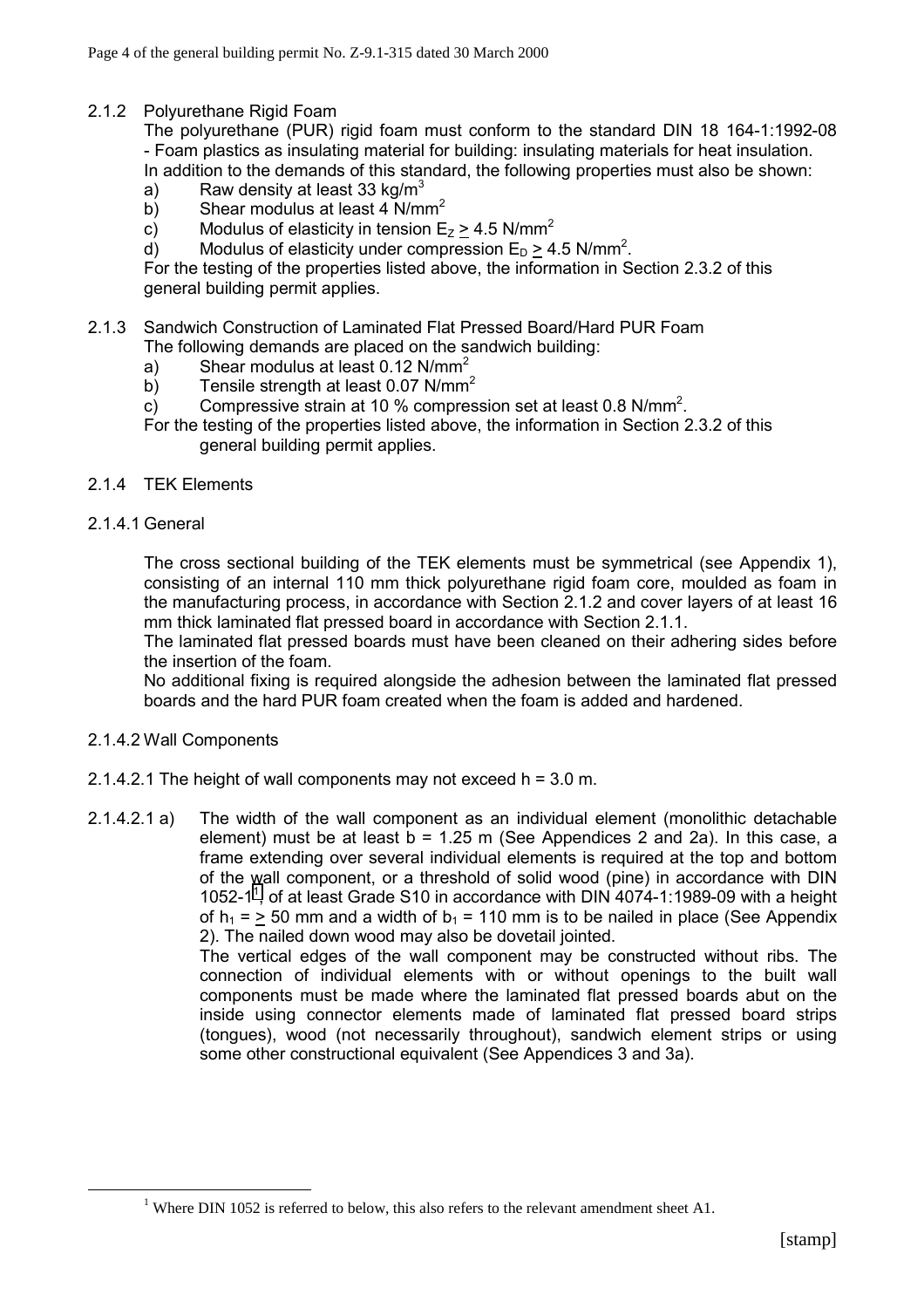2.1.2 Polyurethane Rigid Foam

The polyurethane (PUR) rigid foam must conform to the standard DIN 18 164-1:1992-08 - Foam plastics as insulating material for building: insulating materials for heat insulation. In addition to the demands of this standard, the following properties must also be shown:

a) Raw density at least 33 kg/m$^3$
b) Shear modulus at least 4 N/mm$^2$
c) Modulus of elasticity in tension $E_Z \geq 4.5$ N/mm$^2$
d) Modulus of elasticity under compression $E_D \geq 4.5$ N/mm$^2$.

For the testing of the properties listed above, the information in Section 2.3.2 of this general building permit applies.

2.1.3 Sandwich Construction of Laminated Flat Pressed Board/Hard PUR Foam

The following demands are placed on the sandwich building:

a) Shear modulus at least 0.12 N/mm$^2$
b) Tensile strength at least 0.07 N/mm$^2$
c) Compressive strain at 10 % compression set at least 0.8 N/mm$^2$.

For the testing of the properties listed above, the information in Section 2.3.2 of this general building permit applies.

2.1.4 TEK Elements

2.1.4.1 General

The cross sectional building of the TEK elements must be symmetrical (see Appendix 1), consisting of an internal 110 mm thick polyurethane rigid foam core, moulded as foam in the manufacturing process, in accordance with Section 2.1.2 and cover layers of at least 16 mm thick laminated flat pressed board in accordance with Section 2.1.1.

The laminated flat pressed boards must have been cleaned on their adhering sides before the insertion of the foam.

No additional fixing is required alongside the adhesion between the laminated flat pressed boards and the hard PUR foam created when the foam is added and hardened.

2.1.4.2 Wall Components

2.1.4.2.1 The height of wall components may not exceed h = 3.0 m.

2.1.4.2.1 a) The width of the wall component as an individual element (monolithic detachable element) must be at least b = 1.25 m (See Appendices 2 and 2a). In this case, a frame extending over several individual elements is required at the top and bottom of the wall component, or a threshold of solid wood (pine) in accordance with DIN 1052-1[1] of at least Grade S10 in accordance with DIN 4074-1:1989-09 with a height of $h_1 = \geq 50$ mm and a width of $b_1 = 110$ mm is to be nailed in place (See Appendix 2). The nailed down wood may also be dovetail jointed.

The vertical edges of the wall component may be constructed without ribs. The connection of individual elements with or without openings to the built wall components must be made where the laminated flat pressed boards abut on the inside using connector elements made of laminated flat pressed board strips (tongues), wood (not necessarily throughout), sandwich element strips or using some other constructional equivalent (See Appendices 3 and 3a).

[1] Where DIN 1052 is referred to below, this also refers to the relevant amendment sheet A1.

[stamp]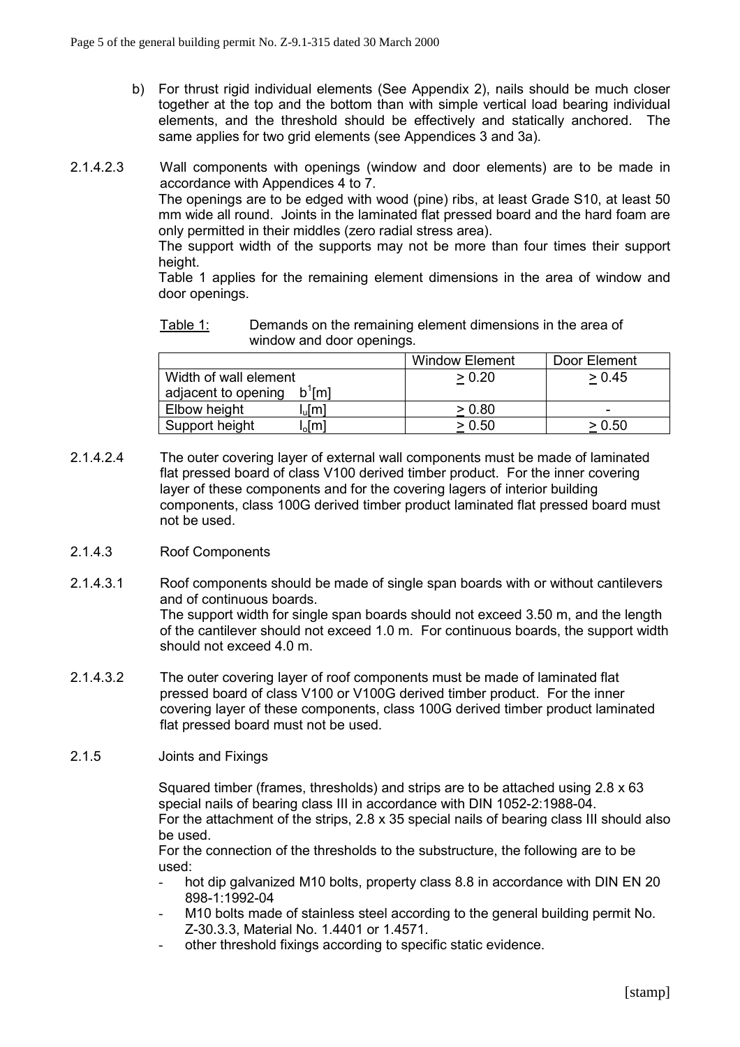b) For thrust rigid individual elements (See Appendix 2), nails should be much closer together at the top and the bottom than with simple vertical load bearing individual elements, and the threshold should be effectively and statically anchored. The same applies for two grid elements (see Appendices 3 and 3a).

2.1.4.2.3 Wall components with openings (window and door elements) are to be made in accordance with Appendices 4 to 7.
The openings are to be edged with wood (pine) ribs, at least Grade S10, at least 50 mm wide all round. Joints in the laminated flat pressed board and the hard foam are only permitted in their middles (zero radial stress area).
The support width of the supports may not be more than four times their support height.
Table 1 applies for the remaining element dimensions in the area of window and door openings.

Table 1: Demands on the remaining element dimensions in the area of window and door openings.

| | Window Element | Door Element |
|---|---|---|
| Width of wall element adjacent to opening $b^1$[m] | $\geq 0.20$ | $\geq 0.45$ |
| Elbow height $l_u$[m] | $\geq 0.80$ | - |
| Support height $l_o$[m] | $\geq 0.50$ | $\geq 0.50$ |

2.1.4.2.4 The outer covering layer of external wall components must be made of laminated flat pressed board of class V100 derived timber product. For the inner covering layer of these components and for the covering lagers of interior building components, class 100G derived timber product laminated flat pressed board must not be used.

2.1.4.3 Roof Components

2.1.4.3.1 Roof components should be made of single span boards with or without cantilevers and of continuous boards.
The support width for single span boards should not exceed 3.50 m, and the length of the cantilever should not exceed 1.0 m. For continuous boards, the support width should not exceed 4.0 m.

2.1.4.3.2 The outer covering layer of roof components must be made of laminated flat pressed board of class V100 or V100G derived timber product. For the inner covering layer of these components, class 100G derived timber product laminated flat pressed board must not be used.

2.1.5 Joints and Fixings

Squared timber (frames, thresholds) and strips are to be attached using 2.8 x 63 special nails of bearing class III in accordance with DIN 1052-2:1988-04.
For the attachment of the strips, 2.8 x 35 special nails of bearing class III should also be used.
For the connection of the thresholds to the substructure, the following are to be used:

- hot dip galvanized M10 bolts, property class 8.8 in accordance with DIN EN 20 898-1:1992-04
- M10 bolts made of stainless steel according to the general building permit No. Z-30.3.3, Material No. 1.4401 or 1.4571.
- other threshold fixings according to specific static evidence.

[stamp]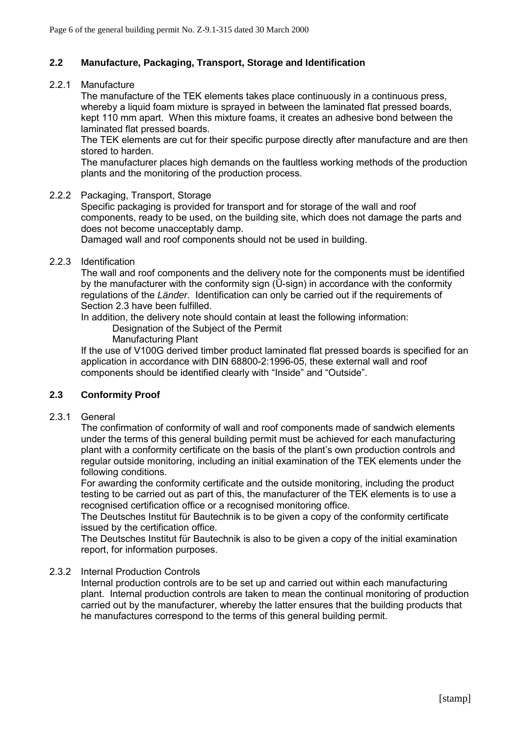### 2.2 Manufacture, Packaging, Transport, Storage and Identification

2.2.1 Manufacture

The manufacture of the TEK elements takes place continuously in a continuous press, whereby a liquid foam mixture is sprayed in between the laminated flat pressed boards, kept 110 mm apart. When this mixture foams, it creates an adhesive bond between the laminated flat pressed boards.

The TEK elements are cut for their specific purpose directly after manufacture and are then stored to harden.

The manufacturer places high demands on the faultless working methods of the production plants and the monitoring of the production process.

2.2.2 Packaging, Transport, Storage

Specific packaging is provided for transport and for storage of the wall and roof components, ready to be used, on the building site, which does not damage the parts and does not become unacceptably damp.

Damaged wall and roof components should not be used in building.

2.2.3 Identification

The wall and roof components and the delivery note for the components must be identified by the manufacturer with the conformity sign (Ü-sign) in accordance with the conformity regulations of the *Länder*. Identification can only be carried out if the requirements of Section 2.3 have been fulfilled.

In addition, the delivery note should contain at least the following information:

Designation of the Subject of the Permit
Manufacturing Plant

If the use of V100G derived timber product laminated flat pressed boards is specified for an application in accordance with DIN 68800-2:1996-05, these external wall and roof components should be identified clearly with “Inside” and “Outside”.

### 2.3 Conformity Proof

2.3.1 General

The confirmation of conformity of wall and roof components made of sandwich elements under the terms of this general building permit must be achieved for each manufacturing plant with a conformity certificate on the basis of the plant’s own production controls and regular outside monitoring, including an initial examination of the TEK elements under the following conditions.

For awarding the conformity certificate and the outside monitoring, including the product testing to be carried out as part of this, the manufacturer of the TEK elements is to use a recognised certification office or a recognised monitoring office.

The Deutsches Institut für Bautechnik is to be given a copy of the conformity certificate issued by the certification office.

The Deutsches Institut für Bautechnik is also to be given a copy of the initial examination report, for information purposes.

2.3.2 Internal Production Controls

Internal production controls are to be set up and carried out within each manufacturing plant. Internal production controls are taken to mean the continual monitoring of production carried out by the manufacturer, whereby the latter ensures that the building products that he manufactures correspond to the terms of this general building permit.

[stamp]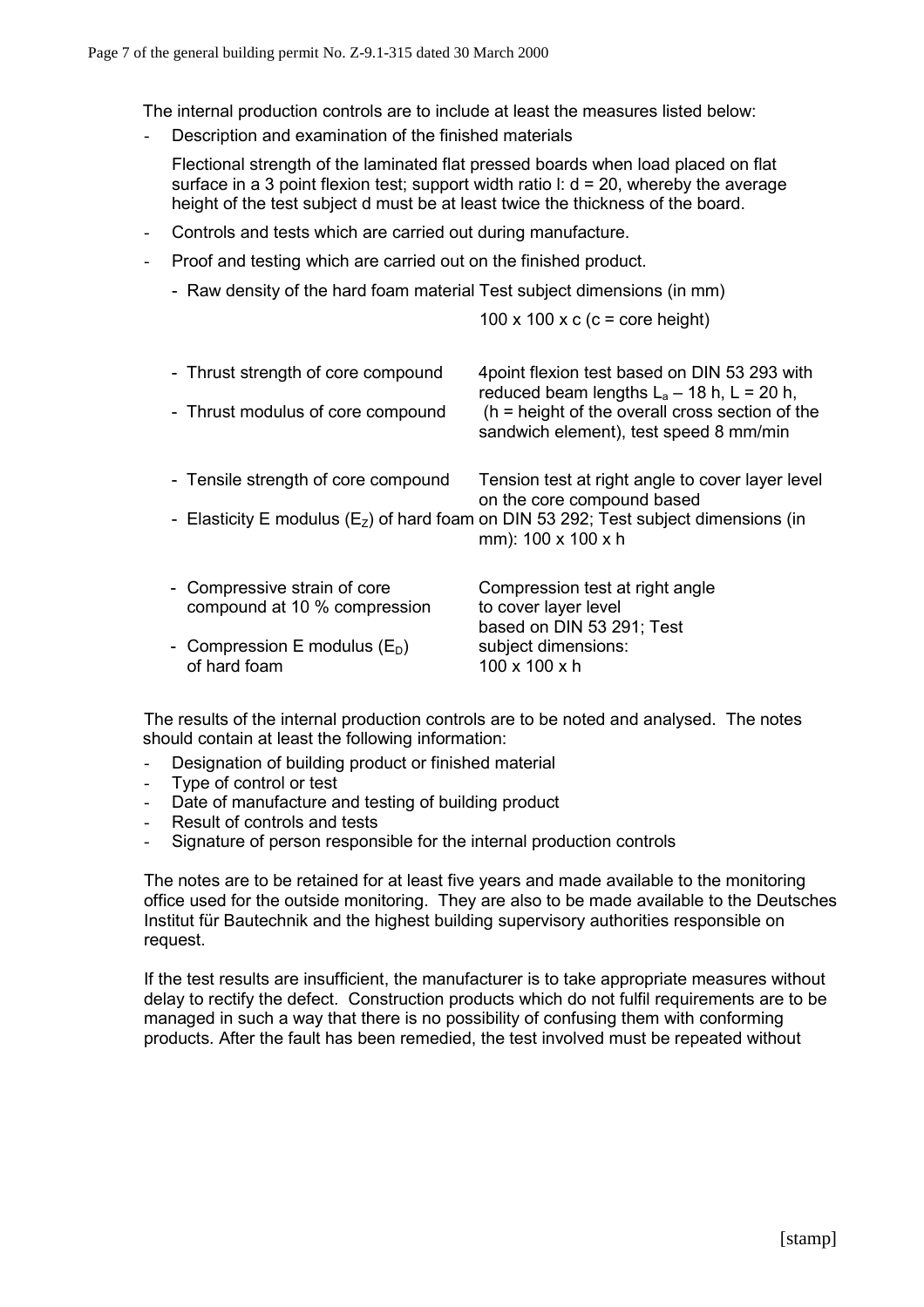The internal production controls are to include at least the measures listed below:

- Description and examination of the finished materials

  Flectional strength of the laminated flat pressed boards when load placed on flat surface in a 3 point flexion test; support width ratio l: d = 20, whereby the average height of the test subject d must be at least twice the thickness of the board.

- Controls and tests which are carried out during manufacture.
- Proof and testing which are carried out on the finished product.

| | |
|---|---|
| - Raw density of the hard foam material | Test subject dimensions (in mm) 100 x 100 x c (c = core height) |
| - Thrust strength of core compound<br>- Thrust modulus of core compound | 4point flexion test based on DIN 53 293 with reduced beam lengths $L_a$ – 18 h, L = 20 h, (h = height of the overall cross section of the sandwich element), test speed 8 mm/min |
| - Tensile strength of core compound<br>- Elasticity E modulus ($E_Z$) of hard foam | Tension test at right angle to cover layer level on the core compound based on DIN 53 292; Test subject dimensions (in mm): 100 x 100 x h |
| - Compressive strain of core compound at 10 % compression<br>- Compression E modulus ($E_D$) of hard foam | Compression test at right angle to cover layer level based on DIN 53 291; Test subject dimensions: 100 x 100 x h |

The results of the internal production controls are to be noted and analysed. The notes should contain at least the following information:

- Designation of building product or finished material
- Type of control or test
- Date of manufacture and testing of building product
- Result of controls and tests
- Signature of person responsible for the internal production controls

The notes are to be retained for at least five years and made available to the monitoring office used for the outside monitoring. They are also to be made available to the Deutsches Institut für Bautechnik and the highest building supervisory authorities responsible on request.

If the test results are insufficient, the manufacturer is to take appropriate measures without delay to rectify the defect. Construction products which do not fulfil requirements are to be managed in such a way that there is no possibility of confusing them with conforming products. After the fault has been remedied, the test involved must be repeated without

[stamp]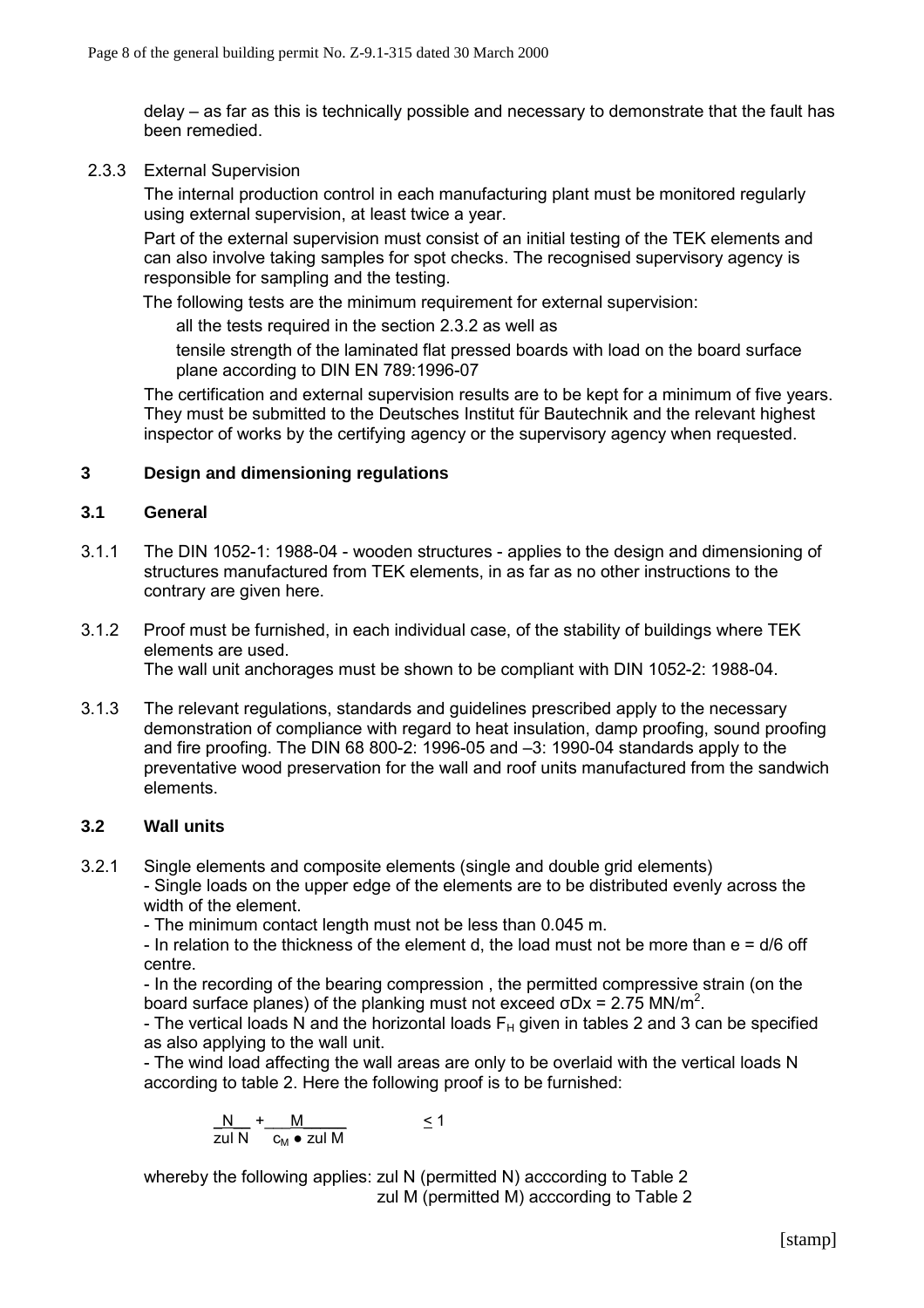delay – as far as this is technically possible and necessary to demonstrate that the fault has been remedied.

2.3.3 External Supervision

The internal production control in each manufacturing plant must be monitored regularly using external supervision, at least twice a year.

Part of the external supervision must consist of an initial testing of the TEK elements and can also involve taking samples for spot checks. The recognised supervisory agency is responsible for sampling and the testing.

The following tests are the minimum requirement for external supervision:

all the tests required in the section 2.3.2 as well as

tensile strength of the laminated flat pressed boards with load on the board surface plane according to DIN EN 789:1996-07

The certification and external supervision results are to be kept for a minimum of five years. They must be submitted to the Deutsches Institut für Bautechnik and the relevant highest inspector of works by the certifying agency or the supervisory agency when requested.

## 3 Design and dimensioning regulations

### 3.1 General

3.1.1 The DIN 1052-1: 1988-04 - wooden structures - applies to the design and dimensioning of structures manufactured from TEK elements, in as far as no other instructions to the contrary are given here.

3.1.2 Proof must be furnished, in each individual case, of the stability of buildings where TEK elements are used.
The wall unit anchorages must be shown to be compliant with DIN 1052-2: 1988-04.

3.1.3 The relevant regulations, standards and guidelines prescribed apply to the necessary demonstration of compliance with regard to heat insulation, damp proofing, sound proofing and fire proofing. The DIN 68 800-2: 1996-05 and –3: 1990-04 standards apply to the preventative wood preservation for the wall and roof units manufactured from the sandwich elements.

### 3.2 Wall units

3.2.1 Single elements and composite elements (single and double grid elements)
- Single loads on the upper edge of the elements are to be distributed evenly across the width of the element.
- The minimum contact length must not be less than 0.045 m.
- In relation to the thickness of the element d, the load must not be more than $e = d/6$ off centre.
- In the recording of the bearing compression , the permitted compressive strain (on the board surface planes) of the planking must not exceed $\sigma Dx = 2.75\ \text{MN/m}^2$.
- The vertical loads N and the horizontal loads $F_H$ given in tables 2 and 3 can be specified as also applying to the wall unit.
- The wind load affecting the wall areas are only to be overlaid with the vertical loads N according to table 2. Here the following proof is to be furnished:

$$\frac{N}{\text{zul } N} + \frac{M}{c_M \bullet \text{zul } M} \leq 1$$

whereby the following applies: zul N (permitted N) acccording to Table 2
zul M (permitted M) acccording to Table 2

[stamp]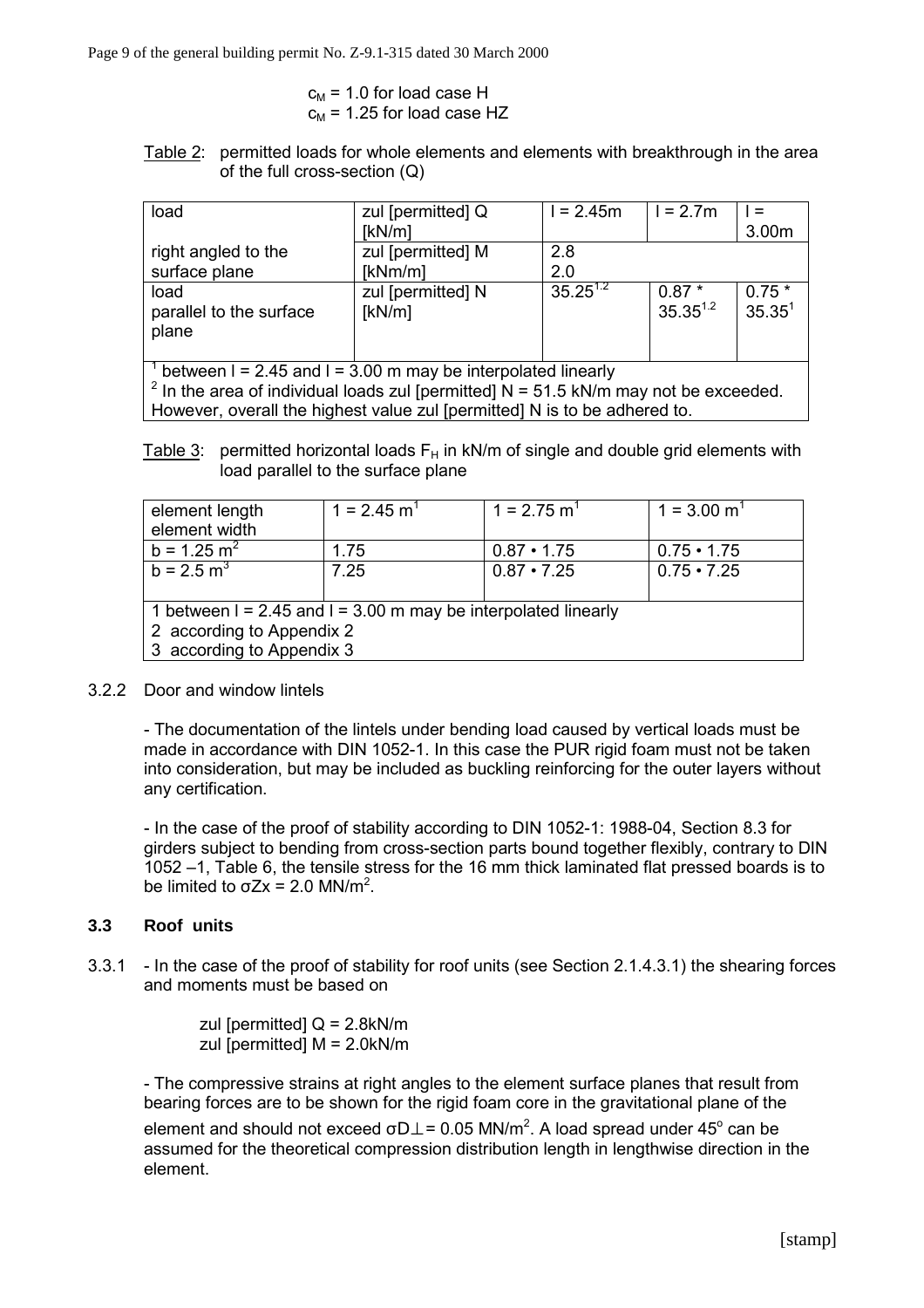$c_M$ = 1.0 for load case H
$c_M$ = 1.25 for load case HZ

Table 2: permitted loads for whole elements and elements with breakthrough in the area of the full cross-section (Q)

| load | zul [permitted] Q [kN/m] | l = 2.45m | l = 2.7m | l = 3.00m |
|---|---|---|---|---|
| right angled to the surface plane | zul [permitted] M [kNm/m] | 2.8<br>2.0 | | |
| load parallel to the surface plane | zul [permitted] N [kN/m] | 35.25[1,2] | 0.87 * 35.35[1,2] | 0.75 * 35.35[1] |

[1] between l = 2.45 and l = 3.00 m may be interpolated linearly
[2] In the area of individual loads zul [permitted] N = 51.5 kN/m may not be exceeded. However, overall the highest value zul [permitted] N is to be adhered to.

Table 3: permitted horizontal loads $F_H$ in kN/m of single and double grid elements with load parallel to the surface plane

| element length<br>element width | 1 = 2.45 m[1] | 1 = 2.75 m[1] | 1 = 3.00 m[1] |
|---|---|---|---|
| b = 1.25 m[2] | 1.75 | 0.87 • 1.75 | 0.75 • 1.75 |
| b = 2.5 m[3] | 7.25 | 0.87 • 7.25 | 0.75 • 7.25 |

1 between l = 2.45 and l = 3.00 m may be interpolated linearly
2 according to Appendix 2
3 according to Appendix 3

3.2.2 Door and window lintels

- The documentation of the lintels under bending load caused by vertical loads must be made in accordance with DIN 1052-1. In this case the PUR rigid foam must not be taken into consideration, but may be included as buckling reinforcing for the outer layers without any certification.

- In the case of the proof of stability according to DIN 1052-1: 1988-04, Section 8.3 for girders subject to bending from cross-section parts bound together flexibly, contrary to DIN 1052 –1, Table 6, the tensile stress for the 16 mm thick laminated flat pressed boards is to be limited to $\sigma Zx$ = 2.0 MN/m$^2$.

### 3.3 Roof units

3.3.1 - In the case of the proof of stability for roof units (see Section 2.1.4.3.1) the shearing forces and moments must be based on

zul [permitted] Q = 2.8kN/m
zul [permitted] M = 2.0kN/m

- The compressive strains at right angles to the element surface planes that result from bearing forces are to be shown for the rigid foam core in the gravitational plane of the element and should not exceed $\sigma D\perp$ = 0.05 MN/m$^2$. A load spread under 45° can be assumed for the theoretical compression distribution length in lengthwise direction in the element.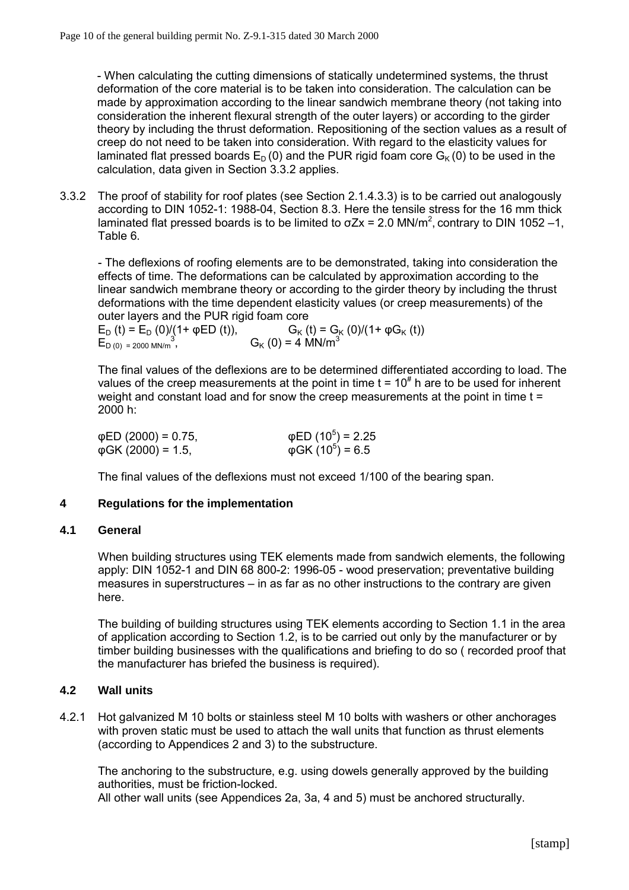- When calculating the cutting dimensions of statically undetermined systems, the thrust deformation of the core material is to be taken into consideration. The calculation can be made by approximation according to the linear sandwich membrane theory (not taking into consideration the inherent flexural strength of the outer layers) or according to the girder theory by including the thrust deformation. Repositioning of the section values as a result of creep do not need to be taken into consideration. With regard to the elasticity values for laminated flat pressed boards $E_D(0)$ and the PUR rigid foam core $G_K(0)$ to be used in the calculation, data given in Section 3.3.2 applies.

3.3.2 The proof of stability for roof plates (see Section 2.1.4.3.3) is to be carried out analogously according to DIN 1052-1: 1988-04, Section 8.3. Here the tensile stress for the 16 mm thick laminated flat pressed boards is to be limited to $\sigma Zx = 2.0$ MN/m$^2$, contrary to DIN 1052 –1, Table 6.

- The deflexions of roofing elements are to be demonstrated, taking into consideration the effects of time. The deformations can be calculated by approximation according to the linear sandwich membrane theory or according to the girder theory by including the thrust deformations with the time dependent elasticity values (or creep measurements) of the outer layers and the PUR rigid foam core

$E_D(t) = E_D(0)/(1+ \varphi ED(t))$, $G_K(t) = G_K(0)/(1+ \varphi G_K(t))$

$E_{D(0)} = 2000$ MN/m$^3$, $G_K(0) = 4$ MN/m$^3$

The final values of the deflexions are to be determined differentiated according to load. The values of the creep measurements at the point in time $t = 10^{\#}$ h are to be used for inherent weight and constant load and for snow the creep measurements at the point in time t = 2000 h:

$\varphi ED(2000) = 0.75$, $\varphi ED(10^5) = 2.25$

$\varphi GK(2000) = 1.5$, $\varphi GK(10^5) = 6.5$

The final values of the deflexions must not exceed 1/100 of the bearing span.

## 4 Regulations for the implementation

### 4.1 General

When building structures using TEK elements made from sandwich elements, the following apply: DIN 1052-1 and DIN 68 800-2: 1996-05 - wood preservation; preventative building measures in superstructures – in as far as no other instructions to the contrary are given here.

The building of building structures using TEK elements according to Section 1.1 in the area of application according to Section 1.2, is to be carried out only by the manufacturer or by timber building businesses with the qualifications and briefing to do so ( recorded proof that the manufacturer has briefed the business is required).

### 4.2 Wall units

4.2.1 Hot galvanized M 10 bolts or stainless steel M 10 bolts with washers or other anchorages with proven static must be used to attach the wall units that function as thrust elements (according to Appendices 2 and 3) to the substructure.

The anchoring to the substructure, e.g. using dowels generally approved by the building authorities, must be friction-locked.
All other wall units (see Appendices 2a, 3a, 4 and 5) must be anchored structurally.

[stamp]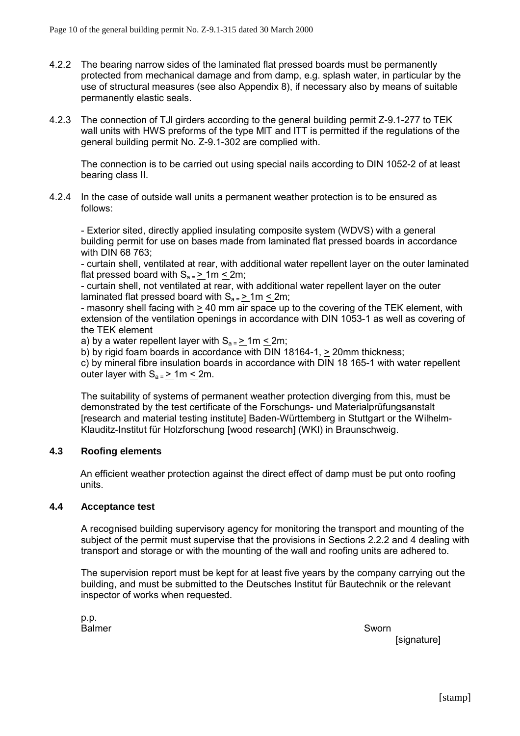4.2.2 The bearing narrow sides of the laminated flat pressed boards must be permanently protected from mechanical damage and from damp, e.g. splash water, in particular by the use of structural measures (see also Appendix 8), if necessary also by means of suitable permanently elastic seals.

4.2.3 The connection of TJI girders according to the general building permit Z-9.1-277 to TEK wall units with HWS preforms of the type MIT and ITT is permitted if the regulations of the general building permit No. Z-9.1-302 are complied with.

The connection is to be carried out using special nails according to DIN 1052-2 of at least bearing class II.

4.2.4 In the case of outside wall units a permanent weather protection is to be ensured as follows:

- Exterior sited, directly applied insulating composite system (WDVS) with a general building permit for use on bases made from laminated flat pressed boards in accordance with DIN 68 763;
- curtain shell, ventilated at rear, with additional water repellent layer on the outer laminated flat pressed board with $S_a = \geq 1m \leq 2m$;
- curtain shell, not ventilated at rear, with additional water repellent layer on the outer laminated flat pressed board with $S_a = \geq 1m \leq 2m$;
- masonry shell facing with $\geq$ 40 mm air space up to the covering of the TEK element, with extension of the ventilation openings in accordance with DIN 1053-1 as well as covering of the TEK element

a) by a water repellent layer with $S_a = \geq 1m \leq 2m$;
b) by rigid foam boards in accordance with DIN 18164-1, $\geq$ 20mm thickness;
c) by mineral fibre insulation boards in accordance with DIN 18 165-1 with water repellent outer layer with $S_a = \geq 1m \leq 2m$.

The suitability of systems of permanent weather protection diverging from this, must be demonstrated by the test certificate of the Forschungs- und Materialprüfungsanstalt [research and material testing institute] Baden-Württemberg in Stuttgart or the Wilhelm-Klauditz-Institut für Holzforschung [wood research] (WKI) in Braunschweig.

### 4.3 Roofing elements

An efficient weather protection against the direct effect of damp must be put onto roofing units.

### 4.4 Acceptance test

A recognised building supervisory agency for monitoring the transport and mounting of the subject of the permit must supervise that the provisions in Sections 2.2.2 and 4 dealing with transport and storage or with the mounting of the wall and roofing units are adhered to.

The supervision report must be kept for at least five years by the company carrying out the building, and must be submitted to the Deutsches Institut für Bautechnik or the relevant inspector of works when requested.

p.p.
Balmer

Sworn
[signature]

[stamp]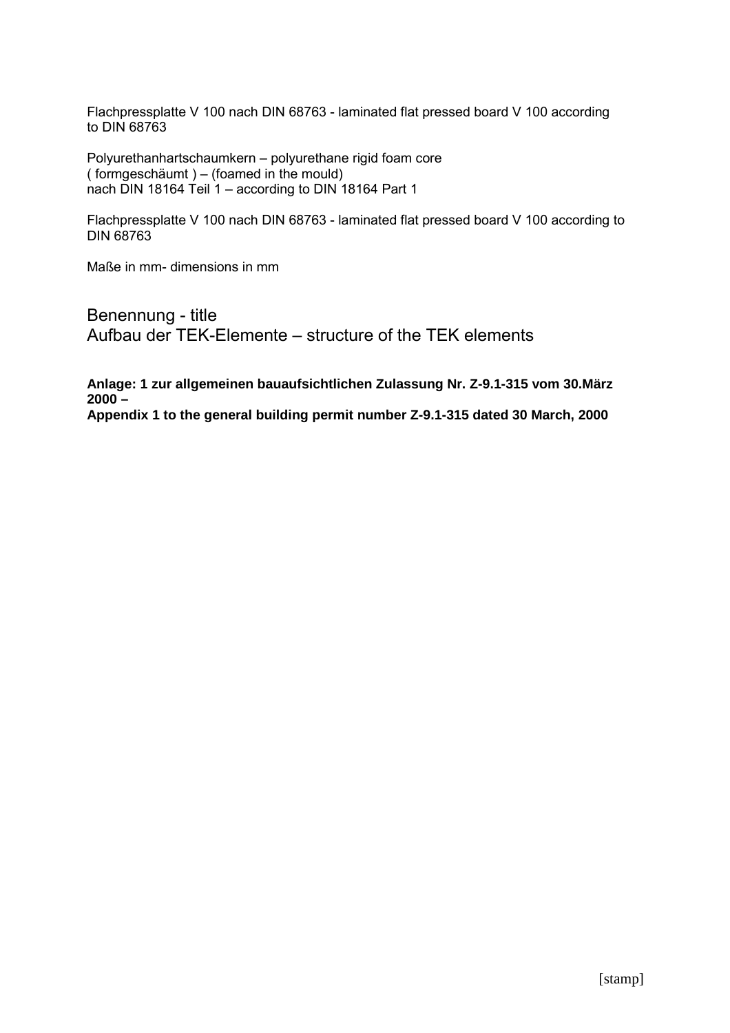Flachpressplatte V 100 nach DIN 68763 - laminated flat pressed board V 100 according to DIN 68763

Polyurethanhartschaumkern – polyurethane rigid foam core
( formgeschäumt ) – (foamed in the mould)
nach DIN 18164 Teil 1 – according to DIN 18164 Part 1

Flachpressplatte V 100 nach DIN 68763 - laminated flat pressed board V 100 according to DIN 68763

Maße in mm- dimensions in mm

Benennung - title
Aufbau der TEK-Elemente – structure of the TEK elements

**Anlage: 1 zur allgemeinen bauaufsichtlichen Zulassung Nr. Z-9.1-315 vom 30.März 2000 –**
**Appendix 1 to the general building permit number Z-9.1-315 dated 30 March, 2000**

[stamp]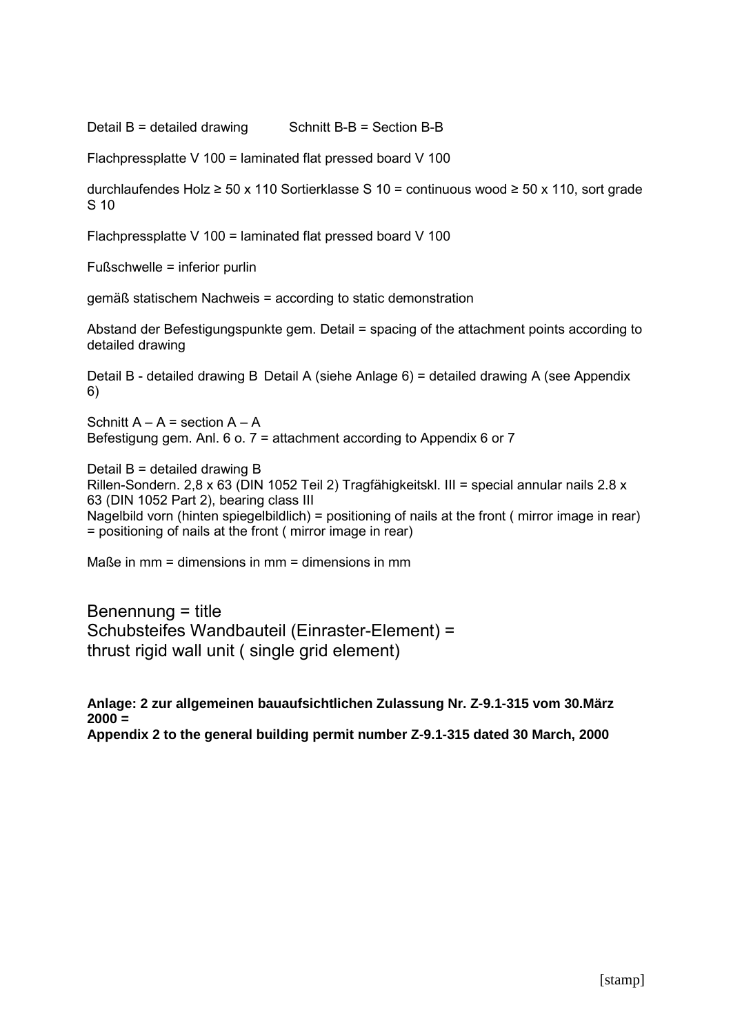Detail B = detailed drawing Schnitt B-B = Section B-B

Flachpressplatte V 100 = laminated flat pressed board V 100

durchlaufendes Holz ≥ 50 x 110 Sortierklasse S 10 = continuous wood ≥ 50 x 110, sort grade S 10

Flachpressplatte V 100 = laminated flat pressed board V 100

Fußschwelle = inferior purlin

gemäß statischem Nachweis = according to static demonstration

Abstand der Befestigungspunkte gem. Detail = spacing of the attachment points according to detailed drawing

Detail B - detailed drawing B Detail A (siehe Anlage 6) = detailed drawing A (see Appendix 6)

Schnitt A – A = section A – A
Befestigung gem. Anl. 6 o. 7 = attachment according to Appendix 6 or 7

Detail B = detailed drawing B
Rillen-Sondern. 2,8 x 63 (DIN 1052 Teil 2) Tragfähigkeitskl. III = special annular nails 2.8 x 63 (DIN 1052 Part 2), bearing class III
Nagelbild vorn (hinten spiegelbildlich) = positioning of nails at the front ( mirror image in rear) = positioning of nails at the front ( mirror image in rear)

Maße in mm = dimensions in mm = dimensions in mm

Benennung = title
Schubsteifes Wandbauteil (Einraster-Element) =
thrust rigid wall unit ( single grid element)

**Anlage: 2 zur allgemeinen bauaufsichtlichen Zulassung Nr. Z-9.1-315 vom 30.März 2000 =**
**Appendix 2 to the general building permit number Z-9.1-315 dated 30 March, 2000**

[stamp]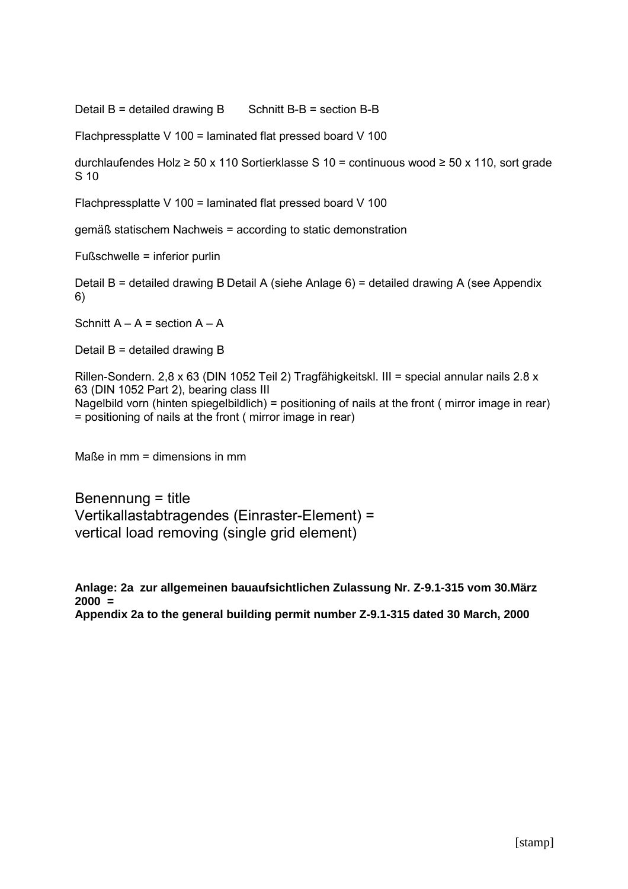Detail B = detailed drawing B       Schnitt B-B = section B-B

Flachpressplatte V 100 = laminated flat pressed board V 100

durchlaufendes Holz ≥ 50 x 110 Sortierklasse S 10 = continuous wood ≥ 50 x 110, sort grade S 10

Flachpressplatte V 100 = laminated flat pressed board V 100

gemäß statischem Nachweis = according to static demonstration

Fußschwelle = inferior purlin

Detail B = detailed drawing B Detail A (siehe Anlage 6) = detailed drawing A (see Appendix 6)

Schnitt A – A = section A – A

Detail B = detailed drawing B

Rillen-Sondern. 2,8 x 63 (DIN 1052 Teil 2) Tragfähigkeitskl. III = special annular nails 2.8 x 63 (DIN 1052 Part 2), bearing class III
Nagelbild vorn (hinten spiegelbildlich) = positioning of nails at the front ( mirror image in rear) = positioning of nails at the front ( mirror image in rear)

Maße in mm = dimensions in mm

Benennung = title
Vertikallastabtragendes (Einraster-Element) =
vertical load removing (single grid element)

**Anlage: 2a zur allgemeinen bauaufsichtlichen Zulassung Nr. Z-9.1-315 vom 30.März 2000 =**
**Appendix 2a to the general building permit number Z-9.1-315 dated 30 March, 2000**

[stamp]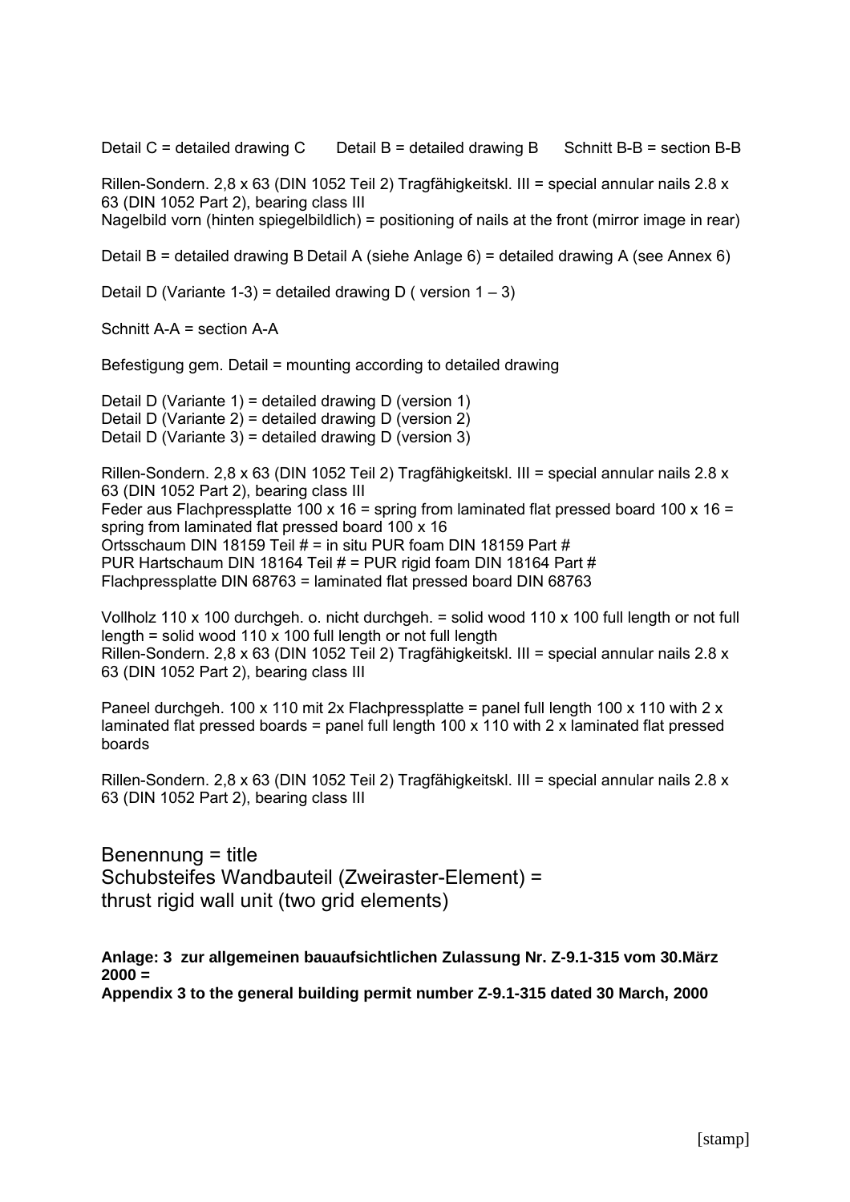Detail C = detailed drawing C Detail B = detailed drawing B Schnitt B-B = section B-B

Rillen-Sondern. 2,8 x 63 (DIN 1052 Teil 2) Tragfähigkeitskl. III = special annular nails 2.8 x 63 (DIN 1052 Part 2), bearing class III
Nagelbild vorn (hinten spiegelbildlich) = positioning of nails at the front (mirror image in rear)

Detail B = detailed drawing B Detail A (siehe Anlage 6) = detailed drawing A (see Annex 6)

Detail D (Variante 1-3) = detailed drawing D ( version 1 – 3)

Schnitt A-A = section A-A

Befestigung gem. Detail = mounting according to detailed drawing

Detail D (Variante 1) = detailed drawing D (version 1)
Detail D (Variante 2) = detailed drawing D (version 2)
Detail D (Variante 3) = detailed drawing D (version 3)

Rillen-Sondern. 2,8 x 63 (DIN 1052 Teil 2) Tragfähigkeitskl. III = special annular nails 2.8 x 63 (DIN 1052 Part 2), bearing class III
Feder aus Flachpressplatte 100 x 16 = spring from laminated flat pressed board 100 x 16 = spring from laminated flat pressed board 100 x 16
Ortsschaum DIN 18159 Teil # = in situ PUR foam DIN 18159 Part #
PUR Hartschaum DIN 18164 Teil # = PUR rigid foam DIN 18164 Part #
Flachpressplatte DIN 68763 = laminated flat pressed board DIN 68763

Vollholz 110 x 100 durchgeh. o. nicht durchgeh. = solid wood 110 x 100 full length or not full length = solid wood 110 x 100 full length or not full length
Rillen-Sondern. 2,8 x 63 (DIN 1052 Teil 2) Tragfähigkeitskl. III = special annular nails 2.8 x 63 (DIN 1052 Part 2), bearing class III

Paneel durchgeh. 100 x 110 mit 2x Flachpressplatte = panel full length 100 x 110 with 2 x laminated flat pressed boards = panel full length 100 x 110 with 2 x laminated flat pressed boards

Rillen-Sondern. 2,8 x 63 (DIN 1052 Teil 2) Tragfähigkeitskl. III = special annular nails 2.8 x 63 (DIN 1052 Part 2), bearing class III

Benennung = title
Schubsteifes Wandbauteil (Zweiraster-Element) =
thrust rigid wall unit (two grid elements)

**Anlage: 3 zur allgemeinen bauaufsichtlichen Zulassung Nr. Z-9.1-315 vom 30.März 2000 =**
**Appendix 3 to the general building permit number Z-9.1-315 dated 30 March, 2000**

[stamp]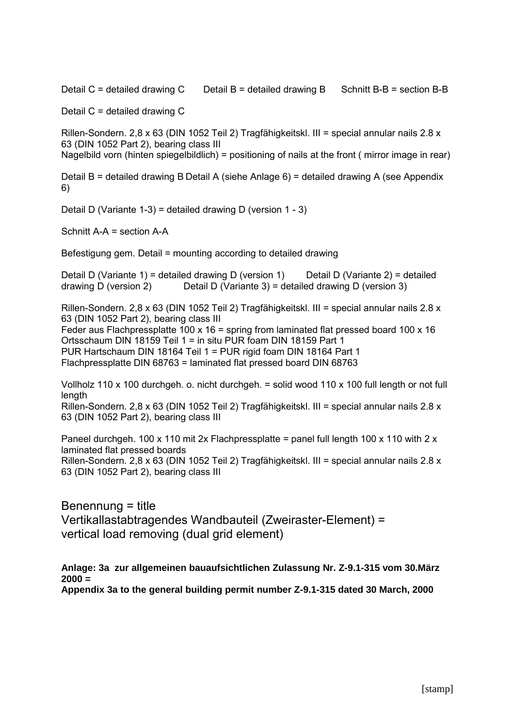Detail C = detailed drawing C    Detail B = detailed drawing B    Schnitt B-B = section B-B

Detail C = detailed drawing C

Rillen-Sondern. 2,8 x 63 (DIN 1052 Teil 2) Tragfähigkeitskl. III = special annular nails 2.8 x 63 (DIN 1052 Part 2), bearing class III
Nagelbild vorn (hinten spiegelbildlich) = positioning of nails at the front ( mirror image in rear)

Detail B = detailed drawing B Detail A (siehe Anlage 6) = detailed drawing A (see Appendix 6)

Detail D (Variante 1-3) = detailed drawing D (version 1 - 3)

Schnitt A-A = section A-A

Befestigung gem. Detail = mounting according to detailed drawing

Detail D (Variante 1) = detailed drawing D (version 1)    Detail D (Variante 2) = detailed drawing D (version 2)    Detail D (Variante 3) = detailed drawing D (version 3)

Rillen-Sondern. 2,8 x 63 (DIN 1052 Teil 2) Tragfähigkeitskl. III = special annular nails 2.8 x 63 (DIN 1052 Part 2), bearing class III
Feder aus Flachpressplatte 100 x 16 = spring from laminated flat pressed board 100 x 16
Ortsschaum DIN 18159 Teil 1 = in situ PUR foam DIN 18159 Part 1
PUR Hartschaum DIN 18164 Teil 1 = PUR rigid foam DIN 18164 Part 1
Flachpressplatte DIN 68763 = laminated flat pressed board DIN 68763

Vollholz 110 x 100 durchgeh. o. nicht durchgeh. = solid wood 110 x 100 full length or not full length
Rillen-Sondern. 2,8 x 63 (DIN 1052 Teil 2) Tragfähigkeitskl. III = special annular nails 2.8 x 63 (DIN 1052 Part 2), bearing class III

Paneel durchgeh. 100 x 110 mit 2x Flachpressplatte = panel full length 100 x 110 with 2 x laminated flat pressed boards
Rillen-Sondern. 2,8 x 63 (DIN 1052 Teil 2) Tragfähigkeitskl. III = special annular nails 2.8 x 63 (DIN 1052 Part 2), bearing class III

Benennung = title
Vertikallastabtragendes Wandbauteil (Zweiraster-Element) = vertical load removing (dual grid element)

**Anlage: 3a zur allgemeinen bauaufsichtlichen Zulassung Nr. Z-9.1-315 vom 30.März 2000 =**
**Appendix 3a to the general building permit number Z-9.1-315 dated 30 March, 2000**

[stamp]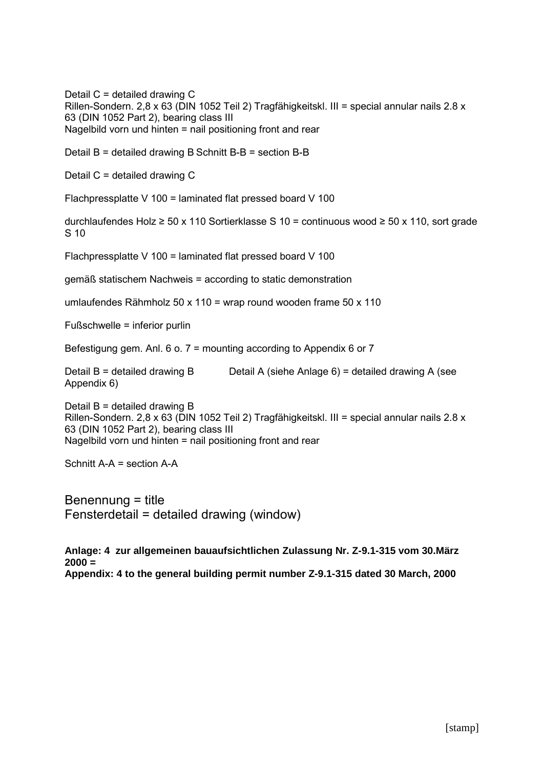Detail C = detailed drawing C
Rillen-Sondern. 2,8 x 63 (DIN 1052 Teil 2) Tragfähigkeitskl. III = special annular nails 2.8 x 63 (DIN 1052 Part 2), bearing class III
Nagelbild vorn und hinten = nail positioning front and rear

Detail B = detailed drawing B Schnitt B-B = section B-B

Detail C = detailed drawing C

Flachpressplatte V 100 = laminated flat pressed board V 100

durchlaufendes Holz ≥ 50 x 110 Sortierklasse S 10 = continuous wood ≥ 50 x 110, sort grade S 10

Flachpressplatte V 100 = laminated flat pressed board V 100

gemäß statischem Nachweis = according to static demonstration

umlaufendes Rähmholz 50 x 110 = wrap round wooden frame 50 x 110

Fußschwelle = inferior purlin

Befestigung gem. Anl. 6 o. 7 = mounting according to Appendix 6 or 7

Detail B = detailed drawing B Detail A (siehe Anlage 6) = detailed drawing A (see Appendix 6)

Detail B = detailed drawing B
Rillen-Sondern. 2,8 x 63 (DIN 1052 Teil 2) Tragfähigkeitskl. III = special annular nails 2.8 x 63 (DIN 1052 Part 2), bearing class III
Nagelbild vorn und hinten = nail positioning front and rear

Schnitt A-A = section A-A

Benennung = title
Fensterdetail = detailed drawing (window)

**Anlage: 4 zur allgemeinen bauaufsichtlichen Zulassung Nr. Z-9.1-315 vom 30.März 2000 =**
**Appendix: 4 to the general building permit number Z-9.1-315 dated 30 March, 2000**

[stamp]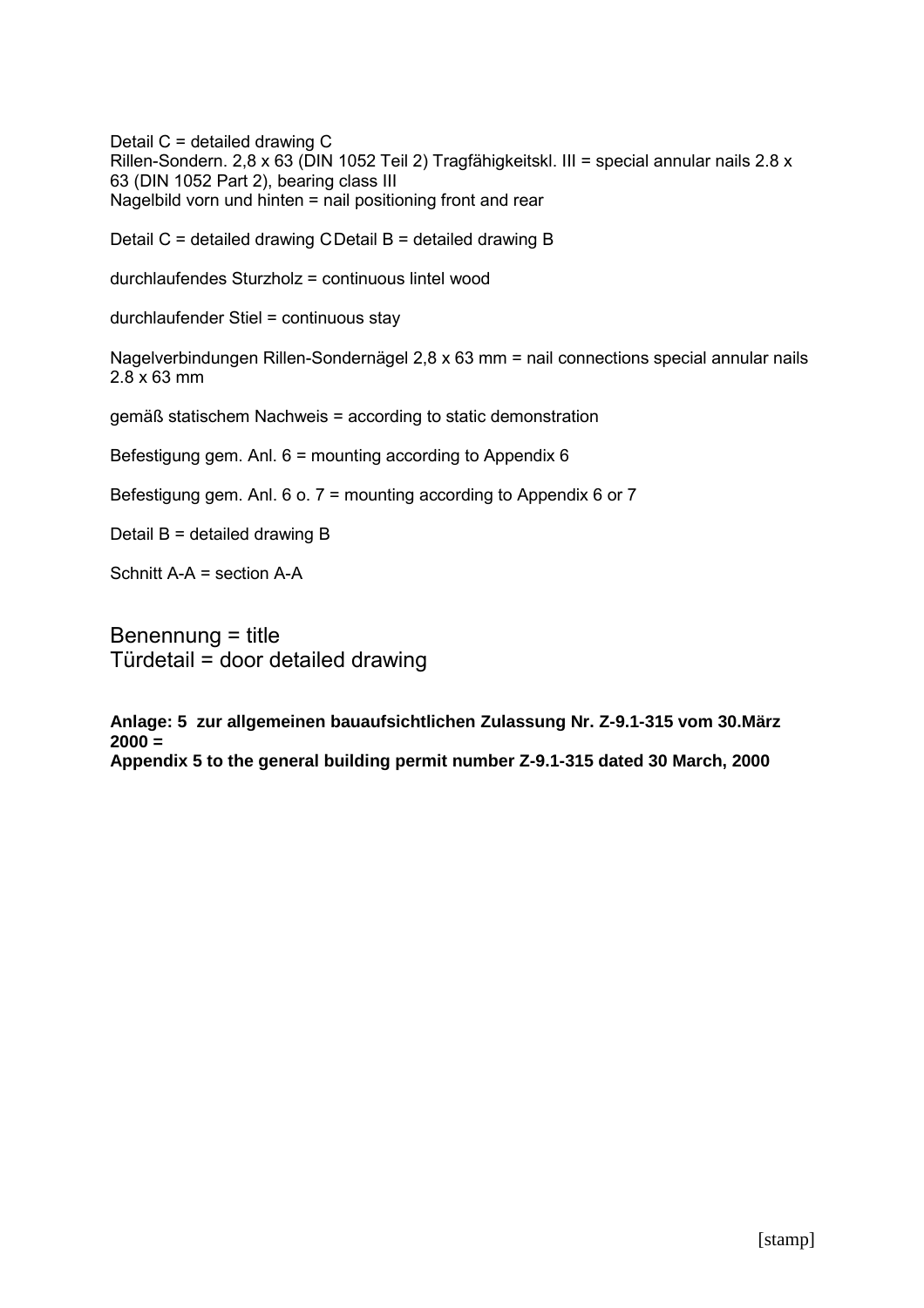Detail C = detailed drawing C
Rillen-Sondern. 2,8 x 63 (DIN 1052 Teil 2) Tragfähigkeitskl. III = special annular nails 2.8 x 63 (DIN 1052 Part 2), bearing class III
Nagelbild vorn und hinten = nail positioning front and rear

Detail C = detailed drawing CDetail B = detailed drawing B

durchlaufendes Sturzholz = continuous lintel wood

durchlaufender Stiel = continuous stay

Nagelverbindungen Rillen-Sondernägel 2,8 x 63 mm = nail connections special annular nails 2.8 x 63 mm

gemäß statischem Nachweis = according to static demonstration

Befestigung gem. Anl. 6 = mounting according to Appendix 6

Befestigung gem. Anl. 6 o. 7 = mounting according to Appendix 6 or 7

Detail B = detailed drawing B

Schnitt A-A = section A-A

Benennung = title
Türdetail = door detailed drawing

**Anlage: 5 zur allgemeinen bauaufsichtlichen Zulassung Nr. Z-9.1-315 vom 30.März 2000 =**
**Appendix 5 to the general building permit number Z-9.1-315 dated 30 March, 2000**

[stamp]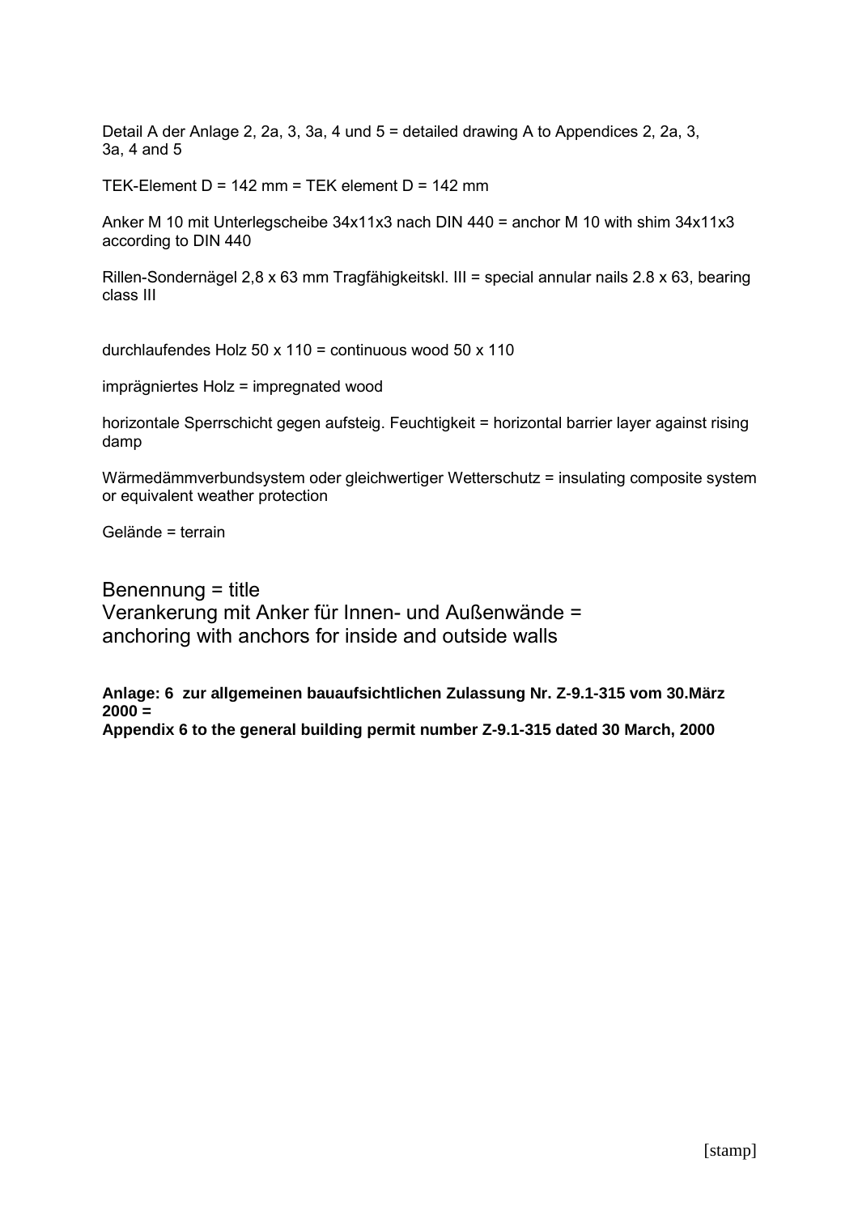Detail A der Anlage 2, 2a, 3, 3a, 4 und 5 = detailed drawing A to Appendices 2, 2a, 3, 3a, 4 and 5

TEK-Element D = 142 mm = TEK element D = 142 mm

Anker M 10 mit Unterlegscheibe 34x11x3 nach DIN 440 = anchor M 10 with shim 34x11x3 according to DIN 440

Rillen-Sondernägel 2,8 x 63 mm Tragfähigkeitskl. III = special annular nails 2.8 x 63, bearing class III

durchlaufendes Holz 50 x 110 = continuous wood 50 x 110

imprägniertes Holz = impregnated wood

horizontale Sperrschicht gegen aufsteig. Feuchtigkeit = horizontal barrier layer against rising damp

Wärmedämmverbundsystem oder gleichwertiger Wetterschutz = insulating composite system or equivalent weather protection

Gelände = terrain

Benennung = title
Verankerung mit Anker für Innen- und Außenwände =
anchoring with anchors for inside and outside walls

**Anlage: 6 zur allgemeinen bauaufsichtlichen Zulassung Nr. Z-9.1-315 vom 30.März 2000 =**
**Appendix 6 to the general building permit number Z-9.1-315 dated 30 March, 2000**

[stamp]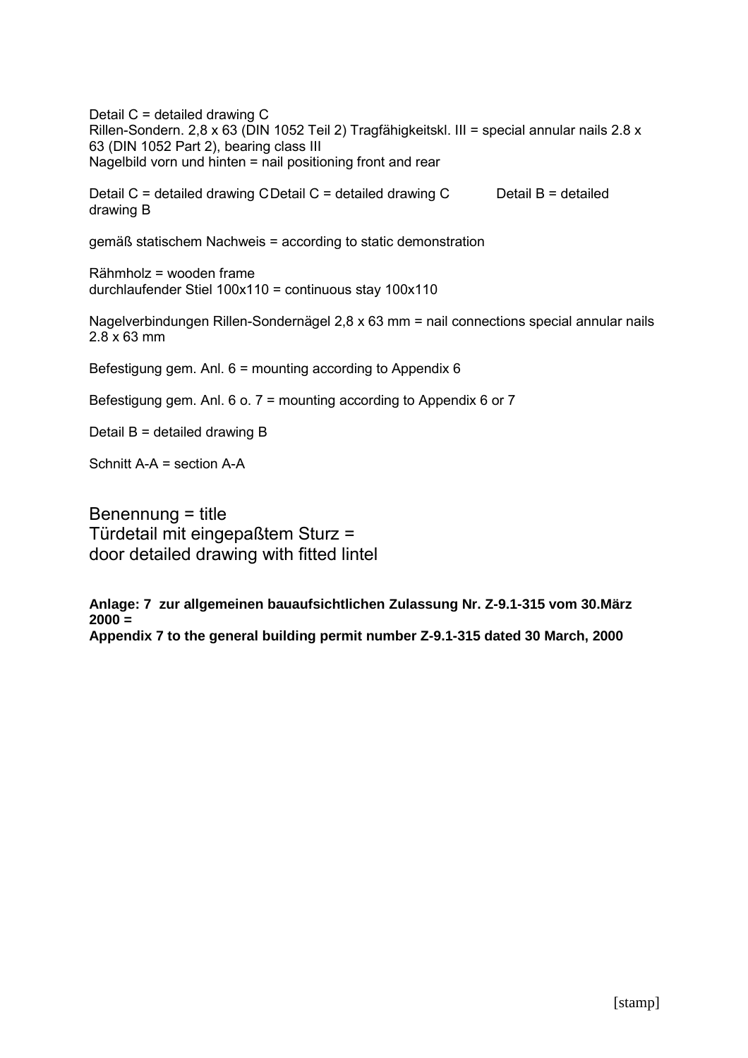Detail C = detailed drawing C
Rillen-Sondern. 2,8 x 63 (DIN 1052 Teil 2) Tragfähigkeitskl. III = special annular nails 2.8 x 63 (DIN 1052 Part 2), bearing class III
Nagelbild vorn und hinten = nail positioning front and rear

Detail C = detailed drawing C Detail C = detailed drawing C Detail B = detailed drawing B

gemäß statischem Nachweis = according to static demonstration

Rähmholz = wooden frame
durchlaufender Stiel 100x110 = continuous stay 100x110

Nagelverbindungen Rillen-Sondernägel 2,8 x 63 mm = nail connections special annular nails 2.8 x 63 mm

Befestigung gem. Anl. 6 = mounting according to Appendix 6

Befestigung gem. Anl. 6 o. 7 = mounting according to Appendix 6 or 7

Detail B = detailed drawing B

Schnitt A-A = section A-A

Benennung = title
Türdetail mit eingepaßtem Sturz =
door detailed drawing with fitted lintel

**Anlage: 7 zur allgemeinen bauaufsichtlichen Zulassung Nr. Z-9.1-315 vom 30.März 2000 =**
**Appendix 7 to the general building permit number Z-9.1-315 dated 30 March, 2000**

[stamp]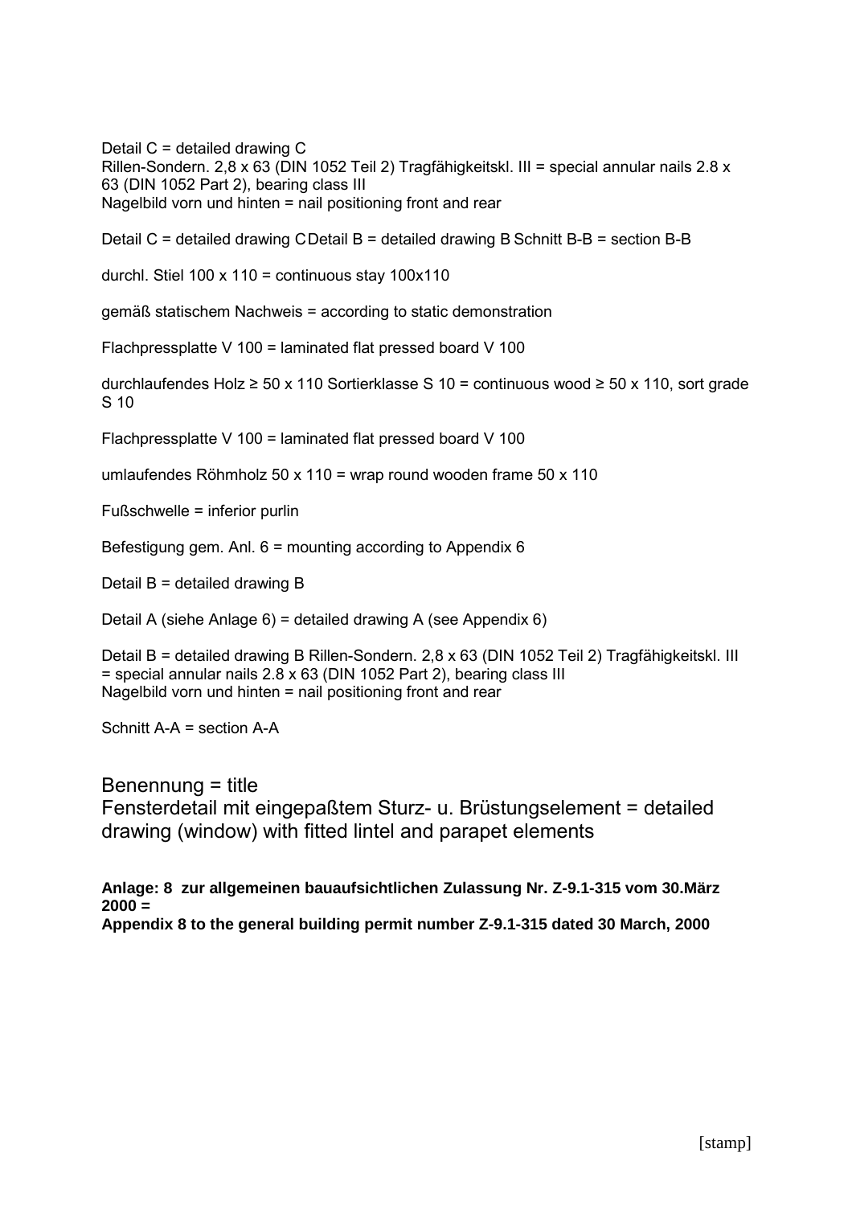Detail C = detailed drawing C
Rillen-Sondern. 2,8 x 63 (DIN 1052 Teil 2) Tragfähigkeitskl. III = special annular nails 2.8 x 63 (DIN 1052 Part 2), bearing class III
Nagelbild vorn und hinten = nail positioning front and rear

Detail C = detailed drawing C Detail B = detailed drawing B Schnitt B-B = section B-B

durchl. Stiel 100 x 110 = continuous stay 100x110

gemäß statischem Nachweis = according to static demonstration

Flachpressplatte V 100 = laminated flat pressed board V 100

durchlaufendes Holz ≥ 50 x 110 Sortierklasse S 10 = continuous wood ≥ 50 x 110, sort grade S 10

Flachpressplatte V 100 = laminated flat pressed board V 100

umlaufendes Röhmholz 50 x 110 = wrap round wooden frame 50 x 110

Fußschwelle = inferior purlin

Befestigung gem. Anl. 6 = mounting according to Appendix 6

Detail B = detailed drawing B

Detail A (siehe Anlage 6) = detailed drawing A (see Appendix 6)

Detail B = detailed drawing B Rillen-Sondern. 2,8 x 63 (DIN 1052 Teil 2) Tragfähigkeitskl. III = special annular nails 2.8 x 63 (DIN 1052 Part 2), bearing class III
Nagelbild vorn und hinten = nail positioning front and rear

Schnitt A-A = section A-A

Benennung = title
Fensterdetail mit eingepaßtem Sturz- u. Brüstungselement = detailed drawing (window) with fitted lintel and parapet elements

**Anlage: 8 zur allgemeinen bauaufsichtlichen Zulassung Nr. Z-9.1-315 vom 30.März 2000 =**
**Appendix 8 to the general building permit number Z-9.1-315 dated 30 March, 2000**

[stamp]